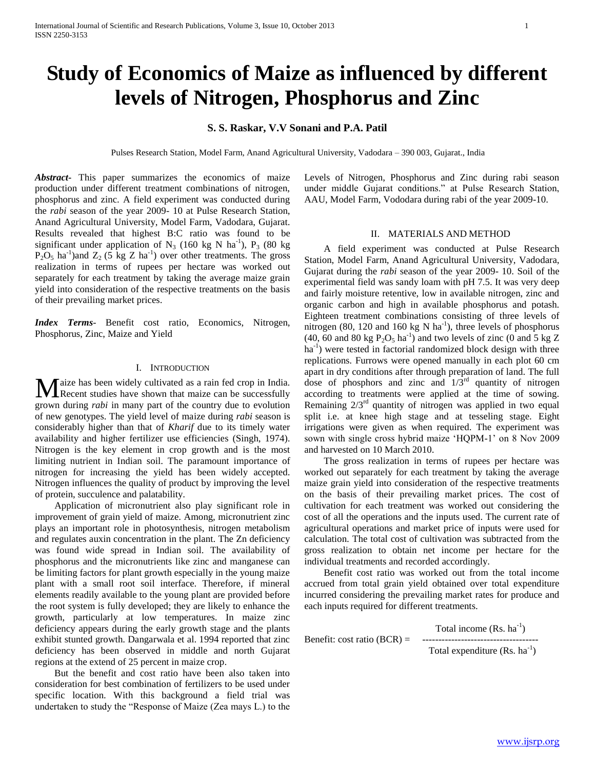# Study of Economics of Maize as influenced by different levels of Nitrogen, Phosphorus and Zinc

**S. S. Raskar, V.V Sonani and P.A. Patil**

Pulses Research Station, Model Farm, Anand Agricultural University, Vadodara – 390 003, Gujarat., India

***Abstract***- This paper summarizes the economics of maize production under different treatment combinations of nitrogen, phosphorus and zinc. A field experiment was conducted during the *rabi* season of the year 2009- 10 at Pulse Research Station, Anand Agricultural University, Model Farm, Vadodara, Gujarat. Results revealed that highest B:C ratio was found to be significant under application of $N_3$ (160 kg N $ha^{-1}$), $P_3$ (80 kg $P_2O_5$ $ha^{-1}$)and $Z_2$ (5 kg Z $ha^{-1}$) over other treatments. The gross realization in terms of rupees per hectare was worked out separately for each treatment by taking the average maize grain yield into consideration of the respective treatments on the basis of their prevailing market prices.

***Index Terms***- Benefit cost ratio, Economics, Nitrogen, Phosphorus, Zinc, Maize and Yield

## I. Introduction

Maize has been widely cultivated as a rain fed crop in India. Recent studies have shown that maize can be successfully grown during *rabi* in many part of the country due to evolution of new genotypes. The yield level of maize during *rabi* season is considerably higher than that of *Kharif* due to its timely water availability and higher fertilizer use efficiencies (Singh, 1974). Nitrogen is the key element in crop growth and is the most limiting nutrient in Indian soil. The paramount importance of nitrogen for increasing the yield has been widely accepted. Nitrogen influences the quality of product by improving the level of protein, succulence and palatability.

Application of micronutrient also play significant role in improvement of grain yield of maize. Among, micronutrient zinc plays an important role in photosynthesis, nitrogen metabolism and regulates auxin concentration in the plant. The Zn deficiency was found wide spread in Indian soil. The availability of phosphorus and the micronutrients like zinc and manganese can be limiting factors for plant growth especially in the young maize plant with a small root soil interface. Therefore, if mineral elements readily available to the young plant are provided before the root system is fully developed; they are likely to enhance the growth, particularly at low temperatures. In maize zinc deficiency appears during the early growth stage and the plants exhibit stunted growth. Dangarwala et al. 1994 reported that zinc deficiency has been observed in middle and north Gujarat regions at the extend of 25 percent in maize crop.

But the benefit and cost ratio have been also taken into consideration for best combination of fertilizers to be used under specific location. With this background a field trial was undertaken to study the "Response of Maize (Zea mays L.) to the Levels of Nitrogen, Phosphorus and Zinc during rabi season under middle Gujarat conditions." at Pulse Research Station, AAU, Model Farm, Vododara during rabi of the year 2009-10.

## II. Materials and Method

A field experiment was conducted at Pulse Research Station, Model Farm, Anand Agricultural University, Vadodara, Gujarat during the *rabi* season of the year 2009- 10. Soil of the experimental field was sandy loam with pH 7.5. It was very deep and fairly moisture retentive, low in available nitrogen, zinc and organic carbon and high in available phosphorus and potash. Eighteen treatment combinations consisting of three levels of nitrogen (80, 120 and 160 kg N $ha^{-1}$), three levels of phosphorus (40, 60 and 80 kg $P_2O_5$ $ha^{-1}$) and two levels of zinc (0 and 5 kg Z $ha^{-1}$) were tested in factorial randomized block design with three replications. Furrows were opened manually in each plot 60 cm apart in dry conditions after through preparation of land. The full dose of phosphors and zinc and $1/3^{rd}$ quantity of nitrogen according to treatments were applied at the time of sowing. Remaining $2/3^{rd}$ quantity of nitrogen was applied in two equal split i.e. at knee high stage and at tesseling stage. Eight irrigations were given as when required. The experiment was sown with single cross hybrid maize 'HQPM-1' on 8 Nov 2009 and harvested on 10 March 2010.

The gross realization in terms of rupees per hectare was worked out separately for each treatment by taking the average maize grain yield into consideration of the respective treatments on the basis of their prevailing market prices. The cost of cultivation for each treatment was worked out considering the cost of all the operations and the inputs used. The current rate of agricultural operations and market price of inputs were used for calculation. The total cost of cultivation was subtracted from the gross realization to obtain net income per hectare for the individual treatments and recorded accordingly.

Benefit cost ratio was worked out from the total income accrued from total grain yield obtained over total expenditure incurred considering the prevailing market rates for produce and each inputs required for different treatments.

$$\text{Benefit: cost ratio (BCR)} = \frac{\text{Total income (Rs. ha}^{-1}\text{)}}{\text{Total expenditure (Rs. ha}^{-1}\text{)}}$$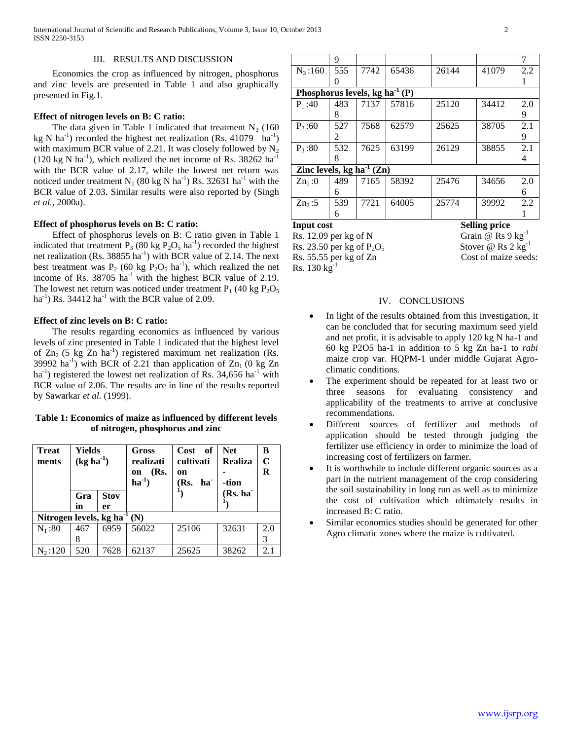## III. RESULTS AND DISCUSSION

Economics the crop as influenced by nitrogen, phosphorus and zinc levels are presented in Table 1 and also graphically presented in Fig.1.

### Effect of nitrogen levels on B: C ratio:

The data given in Table 1 indicated that treatment $N_3$ (160 kg N $ha^{-1}$) recorded the highest net realization (Rs. 41079 $ha^{-1}$) with maximum BCR value of 2.21. It was closely followed by $N_2$ (120 kg N $ha^{-1}$), which realized the net income of Rs. 38262 $ha^{-1}$ with the BCR value of 2.17, while the lowest net return was noticed under treatment $N_1$ (80 kg N $ha^{-1}$) Rs. 32631 $ha^{-1}$ with the BCR value of 2.03. Similar results were also reported by (Singh *et al.*, 2000a).

### Effect of phosphorus levels on B: C ratio:

Effect of phosphorus levels on B: C ratio given in Table 1 indicated that treatment $P_3$ (80 kg $P_2O_5$ $ha^{-1}$) recorded the highest net realization (Rs. 38855 $ha^{-1}$) with BCR value of 2.14. The next best treatment was $P_2$ (60 kg $P_2O_5$ $ha^{-1}$), which realized the net income of Rs. 38705 $ha^{-1}$ with the highest BCR value of 2.19. The lowest net return was noticed under treatment $P_1$ (40 kg $P_2O_5$ $ha^{-1}$) Rs. 34412 $ha^{-1}$ with the BCR value of 2.09.

### Effect of zinc levels on B: C ratio:

The results regarding economics as influenced by various levels of zinc presented in Table 1 indicated that the highest level of $Zn_2$ (5 kg Zn $ha^{-1}$) registered maximum net realization (Rs. 39992 $ha^{-1}$) with BCR of 2.21 than application of $Zn_1$ (0 kg Zn $ha^{-1}$) registered the lowest net realization of Rs. 34,656 $ha^{-1}$ with BCR value of 2.06. The results are in line of the results reported by Sawarkar *et al.* (1999).

**Table 1: Economics of maize as influenced by different levels of nitrogen, phosphorus and zinc**

| Treatments | Yields ($kg\ ha^{-1}$) | | Gross realization (Rs. $ha^{-1}$) | Cost of cultivation (Rs. $ha^{-1}$) | Net Realization (Rs. $ha^{-1}$) | BCR |
|---|---|---|---|---|---|---|
| | Grain | Stover | | | | |
| **Nitrogen levels, kg $ha^{-1}$ (N)** | | | | | | |
| $N_1$ :80 | 4678 | 6959 | 56022 | 25106 | 32631 | 2.03 |
| $N_2$ :120 | 5209 | 7628 | 62137 | 25625 | 38262 | 2.17 |
| $N_3$ :160 | 5550 | 7742 | 65436 | 26144 | 41079 | 2.21 |
| **Phosphorus levels, kg $ha^{-1}$ (P)** | | | | | | |
| $P_1$ :40 | 4838 | 7137 | 57816 | 25120 | 34412 | 2.09 |
| $P_2$ :60 | 5272 | 7568 | 62579 | 25625 | 38705 | 2.19 |
| $P_3$ :80 | 5328 | 7625 | 63199 | 26129 | 38855 | 2.14 |
| **Zinc levels, kg $ha^{-1}$ (Zn)** | | | | | | |
| $Zn_1$ :0 | 4896 | 7165 | 58392 | 25476 | 34656 | 2.06 |
| $Zn_2$ :5 | 5396 | 7721 | 64005 | 25774 | 39992 | 2.21 |

**Input cost**
Rs. 12.09 per kg of N
Rs. 23.50 per kg of $P_2O_5$
Rs. 55.55 per kg of Zn

**Selling price**
Grain @ Rs 9 $kg^{-1}$
Stover @ Rs 2 $kg^{-1}$
Cost of maize seeds: Rs. 130 $kg^{-1}$

## IV. CONCLUSIONS

- In light of the results obtained from this investigation, it can be concluded that for securing maximum seed yield and net profit, it is advisable to apply 120 kg N ha-1 and 60 kg P2O5 ha-1 in addition to 5 kg Zn ha-1 to *rabi* maize crop var. HQPM-1 under middle Gujarat Agro-climatic conditions.
- The experiment should be repeated for at least two or three seasons for evaluating consistency and applicability of the treatments to arrive at conclusive recommendations.
- Different sources of fertilizer and methods of application should be tested through judging the fertilizer use efficiency in order to minimize the load of increasing cost of fertilizers on farmer.
- It is worthwhile to include different organic sources as a part in the nutrient management of the crop considering the soil sustainability in long run as well as to minimize the cost of cultivation which ultimately results in increased B: C ratio.
- Similar economics studies should be generated for other Agro climatic zones where the maize is cultivated.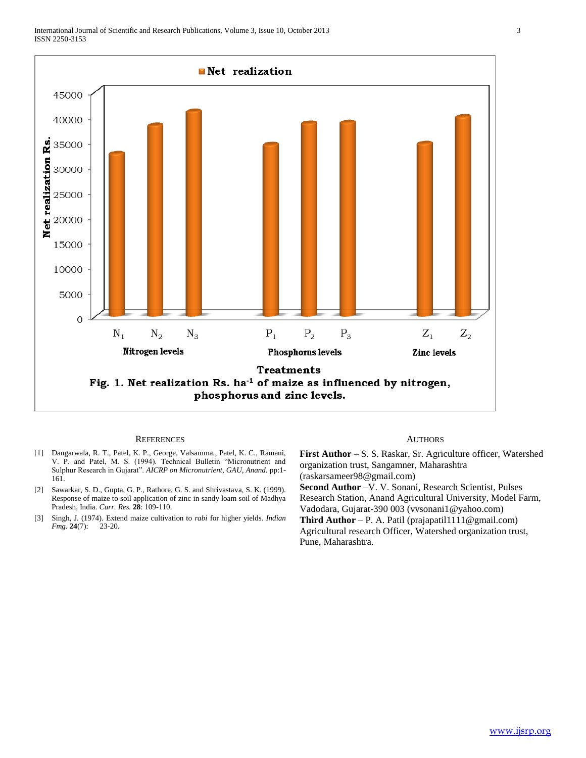Net realization

Net realization Rs.

45000
40000
35000
30000
25000
20000
15000
10000
5000
0

$N_1$ $N_2$ $N_3$

Nitrogen levels

$P_1$ $P_2$ $P_3$

Phosphorus levels

$Z_1$ $Z_2$

Zinc levels

Treatments

**Fig. 1. Net realization Rs. ha$^{-1}$ of maize as influenced by nitrogen, phosphorus and zinc levels.**

## REFERENCES

[1] Dangarwala, R. T., Patel, K. P., George, Valsamma., Patel, K. C., Ramani, V. P. and Patel, M. S. (1994). Technical Bulletin "Micronutrient and Sulphur Research in Gujarat". *AICRP on Micronutrient, GAU, Anand.* pp:1-161.

[2] Sawarkar, S. D., Gupta, G. P., Rathore, G. S. and Shrivastava, S. K. (1999). Response of maize to soil application of zinc in sandy loam soil of Madhya Pradesh, India. *Curr. Res.* **28**: 109-110.

[3] Singh, J. (1974). Extend maize cultivation to *rabi* for higher yields. *Indian Fmg.* **24**(7): 23-20.

## AUTHORS

**First Author** – S. S. Raskar, Sr. Agriculture officer, Watershed organization trust, Sangamner, Maharashtra (raskarsameer98@gmail.com)

**Second Author** –V. V. Sonani, Research Scientist, Pulses Research Station, Anand Agricultural University, Model Farm, Vadodara, Gujarat-390 003 (vvsonani1@yahoo.com)

**Third Author** – P. A. Patil (prajapatil1111@gmail.com) Agricultural research Officer, Watershed organization trust, Pune, Maharashtra.